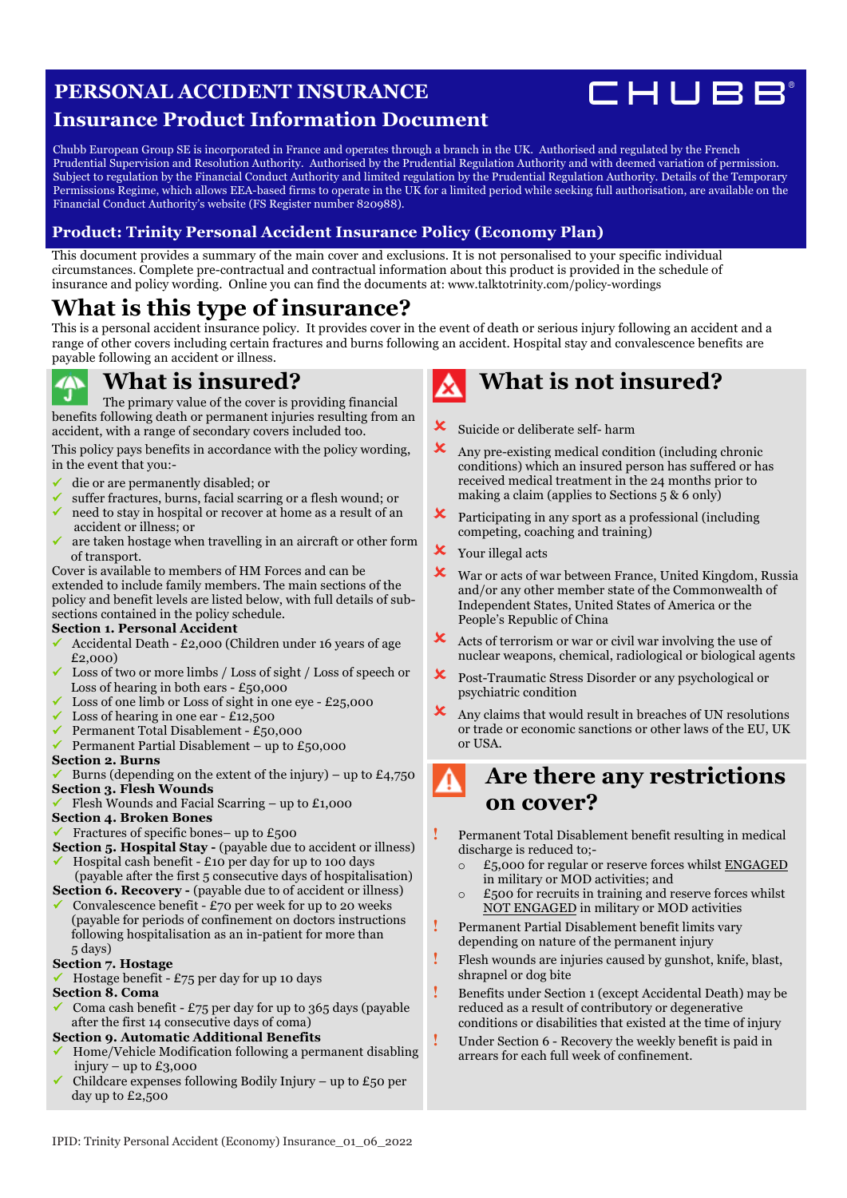# PERSONAL ACCIDENT INSURANCE

## Insurance Product Information Document

CHUBB®

Chubb European Group SE is incorporated in France and operates through a branch in the UK. Authorised and regulated by the French Prudential Supervision and Resolution Authority. Authorised by the Prudential Regulation Authority and with deemed variation of permission. Subject to regulation by the Financial Conduct Authority and limited regulation by the Prudential Regulation Authority. Details of the Temporary Permissions Regime, which allows EEA-based firms to operate in the UK for a limited period while seeking full authorisation, are available on the Financial Conduct Authority's website (FS Register number 820988).

### Product: Trinity Personal Accident Insurance Policy (Economy Plan)

This document provides a summary of the main cover and exclusions. It is not personalised to your specific individual circumstances. Complete pre-contractual and contractual information about this product is provided in the schedule of insurance and policy wording. Online you can find the documents at: www.talktotrinity.com/policy-wordings

# What is this type of insurance?

This is a personal accident insurance policy. It provides cover in the event of death or serious injury following an accident and a range of other covers including certain fractures and burns following an accident. Hospital stay and convalescence benefits are payable following an accident or illness.

## What is insured?

The primary value of the cover is providing financial benefits following death or permanent injuries resulting from an accident, with a range of secondary covers included too.

This policy pays benefits in accordance with the policy wording, in the event that you:-

- ✓ die or are permanently disabled; or
- ✓ suffer fractures, burns, facial scarring or a flesh wound; or
- ✓ need to stay in hospital or recover at home as a result of an accident or illness; or
- ✓ are taken hostage when travelling in an aircraft or other form of transport.

Cover is available to members of HM Forces and can be extended to include family members. The main sections of the policy and benefit levels are listed below, with full details of sub-sections contained in the policy schedule.

**Section 1. Personal Accident**

- ✓ Accidental Death - £2,000 (Children under 16 years of age £2,000)
- ✓ Loss of two or more limbs / Loss of sight / Loss of speech or Loss of hearing in both ears - £50,000
- ✓ Loss of one limb or Loss of sight in one eye - £25,000
- ✓ Loss of hearing in one ear - £12,500
- ✓ Permanent Total Disablement - £50,000
- ✓ Permanent Partial Disablement – up to £50,000

**Section 2. Burns**

- ✓ Burns (depending on the extent of the injury) – up to £4,750

**Section 3. Flesh Wounds**

- ✓ Flesh Wounds and Facial Scarring – up to £1,000

**Section 4. Broken Bones**

- ✓ Fractures of specific bones– up to £500

**Section 5. Hospital Stay -** (payable due to accident or illness)

- ✓ Hospital cash benefit - £10 per day for up to 100 days (payable after the first 5 consecutive days of hospitalisation)

**Section 6. Recovery -** (payable due to of accident or illness)

- ✓ Convalescence benefit - £70 per week for up to 20 weeks (payable for periods of confinement on doctors instructions following hospitalisation as an in-patient for more than 5 days)

**Section 7. Hostage**

- ✓ Hostage benefit - £75 per day for up 10 days

**Section 8. Coma**

- ✓ Coma cash benefit - £75 per day for up to 365 days (payable after the first 14 consecutive days of coma)

**Section 9. Automatic Additional Benefits**

- ✓ Home/Vehicle Modification following a permanent disabling injury – up to £3,000
- ✓ Childcare expenses following Bodily Injury – up to £50 per day up to £2,500

## What is not insured?

- ✗ Suicide or deliberate self- harm
- ✗ Any pre-existing medical condition (including chronic conditions) which an insured person has suffered or has received medical treatment in the 24 months prior to making a claim (applies to Sections 5 & 6 only)
- ✗ Participating in any sport as a professional (including competing, coaching and training)
- ✗ Your illegal acts
- ✗ War or acts of war between France, United Kingdom, Russia and/or any other member state of the Commonwealth of Independent States, United States of America or the People's Republic of China
- ✗ Acts of terrorism or war or civil war involving the use of nuclear weapons, chemical, radiological or biological agents
- ✗ Post-Traumatic Stress Disorder or any psychological or psychiatric condition
- ✗ Any claims that would result in breaches of UN resolutions or trade or economic sanctions or other laws of the EU, UK or USA.

## Are there any restrictions on cover?

- ! Permanent Total Disablement benefit resulting in medical discharge is reduced to;-
  - £5,000 for regular or reserve forces whilst <u>ENGAGED</u> in military or MOD activities; and
  - £500 for recruits in training and reserve forces whilst <u>NOT ENGAGED</u> in military or MOD activities
- ! Permanent Partial Disablement benefit limits vary depending on nature of the permanent injury
- ! Flesh wounds are injuries caused by gunshot, knife, blast, shrapnel or dog bite
- ! Benefits under Section 1 (except Accidental Death) may be reduced as a result of contributory or degenerative conditions or disabilities that existed at the time of injury
- ! Under Section 6 - Recovery the weekly benefit is paid in arrears for each full week of confinement.

IPID: Trinity Personal Accident (Economy) Insurance_01_06_2022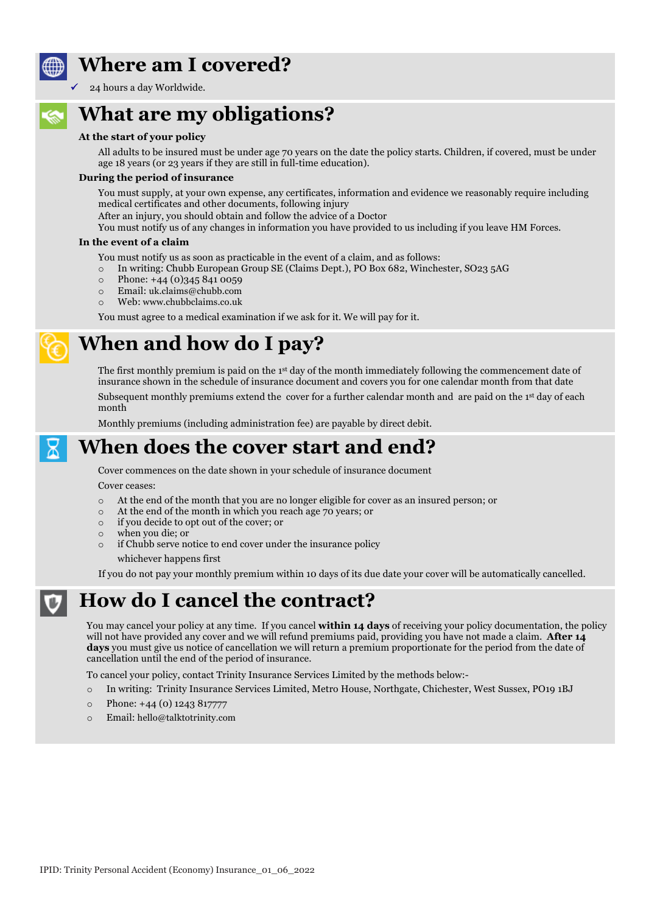## Where am I covered?

- ✓ 24 hours a day Worldwide.

## What are my obligations?

**At the start of your policy**

All adults to be insured must be under age 70 years on the date the policy starts. Children, if covered, must be under age 18 years (or 23 years if they are still in full-time education).

**During the period of insurance**

You must supply, at your own expense, any certificates, information and evidence we reasonably require including medical certificates and other documents, following injury

After an injury, you should obtain and follow the advice of a Doctor

You must notify us of any changes in information you have provided to us including if you leave HM Forces.

**In the event of a claim**

You must notify us as soon as practicable in the event of a claim, and as follows:

- In writing: Chubb European Group SE (Claims Dept.), PO Box 682, Winchester, SO23 5AG
- Phone: +44 (0)345 841 0059
- Email: uk.claims@chubb.com
- Web: www.chubbclaims.co.uk

You must agree to a medical examination if we ask for it. We will pay for it.

## When and how do I pay?

The first monthly premium is paid on the 1st day of the month immediately following the commencement date of insurance shown in the schedule of insurance document and covers you for one calendar month from that date

Subsequent monthly premiums extend the cover for a further calendar month and are paid on the 1st day of each month

Monthly premiums (including administration fee) are payable by direct debit.

## When does the cover start and end?

Cover commences on the date shown in your schedule of insurance document

Cover ceases:

- At the end of the month that you are no longer eligible for cover as an insured person; or
- At the end of the month in which you reach age 70 years; or
- if you decide to opt out of the cover; or
- when you die; or
- if Chubb serve notice to end cover under the insurance policy

whichever happens first

If you do not pay your monthly premium within 10 days of its due date your cover will be automatically cancelled.

## How do I cancel the contract?

You may cancel your policy at any time. If you cancel **within 14 days** of receiving your policy documentation, the policy will not have provided any cover and we will refund premiums paid, providing you have not made a claim. **After 14 days** you must give us notice of cancellation we will return a premium proportionate for the period from the date of cancellation until the end of the period of insurance.

To cancel your policy, contact Trinity Insurance Services Limited by the methods below:-

- In writing: Trinity Insurance Services Limited, Metro House, Northgate, Chichester, West Sussex, PO19 1BJ
- Phone: +44 (0) 1243 817777
- Email: hello@talktotrinity.com

IPID: Trinity Personal Accident (Economy) Insurance_01_06_2022